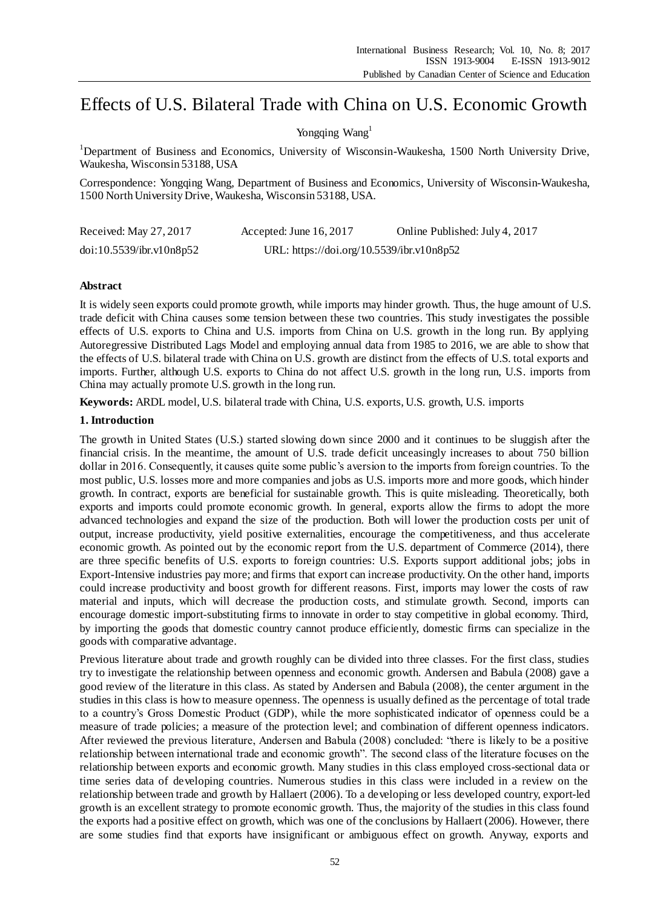# Effects of U.S. Bilateral Trade with China on U.S. Economic Growth

Yongqing Wang[1]

[1]Department of Business and Economics, University of Wisconsin-Waukesha, 1500 North University Drive, Waukesha, Wisconsin 53188, USA

Correspondence: Yongqing Wang, Department of Business and Economics, University of Wisconsin-Waukesha, 1500 North University Drive, Waukesha, Wisconsin 53188, USA.

Received: May 27, 2017    Accepted: June 16, 2017    Online Published: July 4, 2017

doi:10.5539/ibr.v10n8p52    URL: https://doi.org/10.5539/ibr.v10n8p52

## Abstract

It is widely seen exports could promote growth, while imports may hinder growth. Thus, the huge amount of U.S. trade deficit with China causes some tension between these two countries. This study investigates the possible effects of U.S. exports to China and U.S. imports from China on U.S. growth in the long run. By applying Autoregressive Distributed Lags Model and employing annual data from 1985 to 2016, we are able to show that the effects of U.S. bilateral trade with China on U.S. growth are distinct from the effects of U.S. total exports and imports. Further, although U.S. exports to China do not affect U.S. growth in the long run, U.S. imports from China may actually promote U.S. growth in the long run.

**Keywords:** ARDL model, U.S. bilateral trade with China, U.S. exports, U.S. growth, U.S. imports

## 1. Introduction

The growth in United States (U.S.) started slowing down since 2000 and it continues to be sluggish after the financial crisis. In the meantime, the amount of U.S. trade deficit unceasingly increases to about 750 billion dollar in 2016. Consequently, it causes quite some public's aversion to the imports from foreign countries. To the most public, U.S. losses more and more companies and jobs as U.S. imports more and more goods, which hinder growth. In contract, exports are beneficial for sustainable growth. This is quite misleading. Theoretically, both exports and imports could promote economic growth. In general, exports allow the firms to adopt the more advanced technologies and expand the size of the production. Both will lower the production costs per unit of output, increase productivity, yield positive externalities, encourage the competitiveness, and thus accelerate economic growth. As pointed out by the economic report from the U.S. department of Commerce (2014), there are three specific benefits of U.S. exports to foreign countries: U.S. Exports support additional jobs; jobs in Export-Intensive industries pay more; and firms that export can increase productivity. On the other hand, imports could increase productivity and boost growth for different reasons. First, imports may lower the costs of raw material and inputs, which will decrease the production costs, and stimulate growth. Second, imports can encourage domestic import-substituting firms to innovate in order to stay competitive in global economy. Third, by importing the goods that domestic country cannot produce efficiently, domestic firms can specialize in the goods with comparative advantage.

Previous literature about trade and growth roughly can be divided into three classes. For the first class, studies try to investigate the relationship between openness and economic growth. Andersen and Babula (2008) gave a good review of the literature in this class. As stated by Andersen and Babula (2008), the center argument in the studies in this class is how to measure openness. The openness is usually defined as the percentage of total trade to a country's Gross Domestic Product (GDP), while the more sophisticated indicator of openness could be a measure of trade policies; a measure of the protection level; and combination of different openness indicators. After reviewed the previous literature, Andersen and Babula (2008) concluded: "there is likely to be a positive relationship between international trade and economic growth". The second class of the literature focuses on the relationship between exports and economic growth. Many studies in this class employed cross-sectional data or time series data of developing countries. Numerous studies in this class were included in a review on the relationship between trade and growth by Hallaert (2006). To a developing or less developed country, export-led growth is an excellent strategy to promote economic growth. Thus, the majority of the studies in this class found the exports had a positive effect on growth, which was one of the conclusions by Hallaert (2006). However, there are some studies find that exports have insignificant or ambiguous effect on growth. Anyway, exports and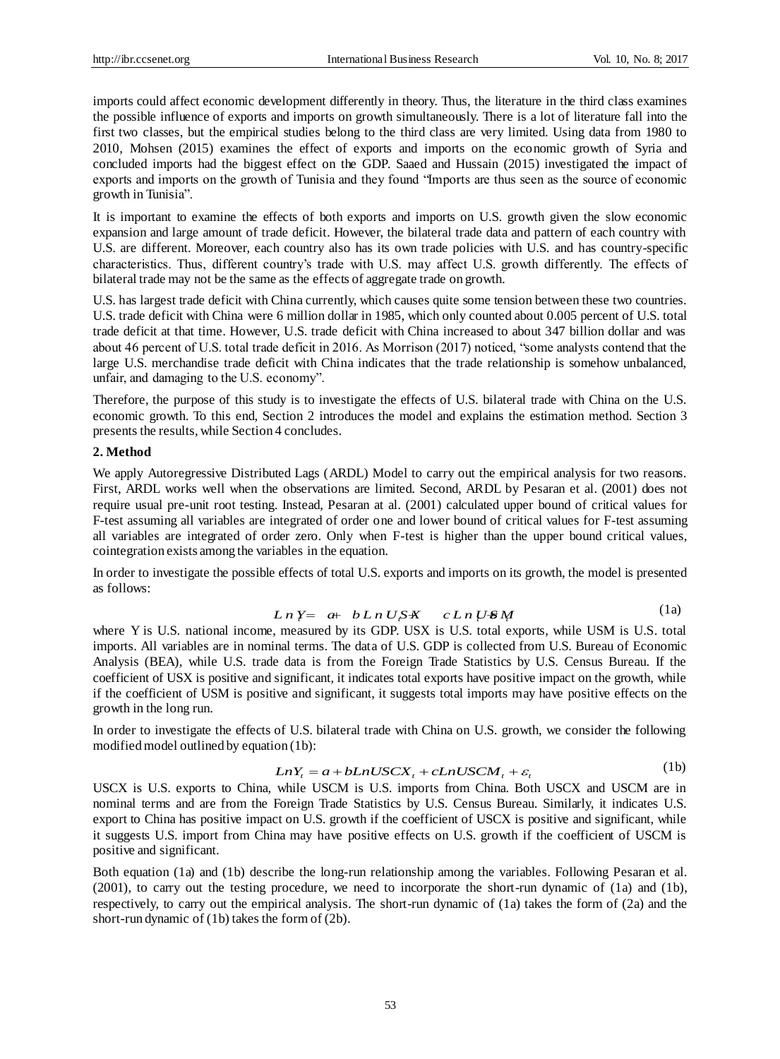imports could affect economic development differently in theory. Thus, the literature in the third class examines the possible influence of exports and imports on growth simultaneously. There is a lot of literature fall into the first two classes, but the empirical studies belong to the third class are very limited. Using data from 1980 to 2010, Mohsen (2015) examines the effect of exports and imports on the economic growth of Syria and concluded imports had the biggest effect on the GDP. Saaed and Hussain (2015) investigated the impact of exports and imports on the growth of Tunisia and they found "Imports are thus seen as the source of economic growth in Tunisia".

It is important to examine the effects of both exports and imports on U.S. growth given the slow economic expansion and large amount of trade deficit. However, the bilateral trade data and pattern of each country with U.S. are different. Moreover, each country also has its own trade policies with U.S. and has country-specific characteristics. Thus, different country's trade with U.S. may affect U.S. growth differently. The effects of bilateral trade may not be the same as the effects of aggregate trade on growth.

U.S. has largest trade deficit with China currently, which causes quite some tension between these two countries. U.S. trade deficit with China were 6 million dollar in 1985, which only counted about 0.005 percent of U.S. total trade deficit at that time. However, U.S. trade deficit with China increased to about 347 billion dollar and was about 46 percent of U.S. total trade deficit in 2016. As Morrison (2017) noticed, "some analysts contend that the large U.S. merchandise trade deficit with China indicates that the trade relationship is somehow unbalanced, unfair, and damaging to the U.S. economy".

Therefore, the purpose of this study is to investigate the effects of U.S. bilateral trade with China on the U.S. economic growth. To this end, Section 2 introduces the model and explains the estimation method. Section 3 presents the results, while Section 4 concludes.

## 2. Method

We apply Autoregressive Distributed Lags (ARDL) Model to carry out the empirical analysis for two reasons. First, ARDL works well when the observations are limited. Second, ARDL by Pesaran et al. (2001) does not require usual pre-unit root testing. Instead, Pesaran at al. (2001) calculated upper bound of critical values for F-test assuming all variables are integrated of order one and lower bound of critical values for F-test assuming all variables are integrated of order zero. Only when F-test is higher than the upper bound critical values, cointegration exists among the variables in the equation.

In order to investigate the possible effects of total U.S. exports and imports on its growth, the model is presented as follows:

$$LnY_t = a + bLnUSX_t + cLnUSM_t + \varepsilon_t \tag{1a}$$

where Y is U.S. national income, measured by its GDP. USX is U.S. total exports, while USM is U.S. total imports. All variables are in nominal terms. The data of U.S. GDP is collected from U.S. Bureau of Economic Analysis (BEA), while U.S. trade data is from the Foreign Trade Statistics by U.S. Census Bureau. If the coefficient of USX is positive and significant, it indicates total exports have positive impact on the growth, while if the coefficient of USM is positive and significant, it suggests total imports may have positive effects on the growth in the long run.

In order to investigate the effects of U.S. bilateral trade with China on U.S. growth, we consider the following modified model outlined by equation (1b):

$$LnY_t = a + bLnUSCX_t + cLnUSCM_t + \varepsilon_t \tag{1b}$$

USCX is U.S. exports to China, while USCM is U.S. imports from China. Both USCX and USCM are in nominal terms and are from the Foreign Trade Statistics by U.S. Census Bureau. Similarly, it indicates U.S. export to China has positive impact on U.S. growth if the coefficient of USCX is positive and significant, while it suggests U.S. import from China may have positive effects on U.S. growth if the coefficient of USCM is positive and significant.

Both equation (1a) and (1b) describe the long-run relationship among the variables. Following Pesaran et al. (2001), to carry out the testing procedure, we need to incorporate the short-run dynamic of (1a) and (1b), respectively, to carry out the empirical analysis. The short-run dynamic of (1a) takes the form of (2a) and the short-run dynamic of (1b) takes the form of (2b).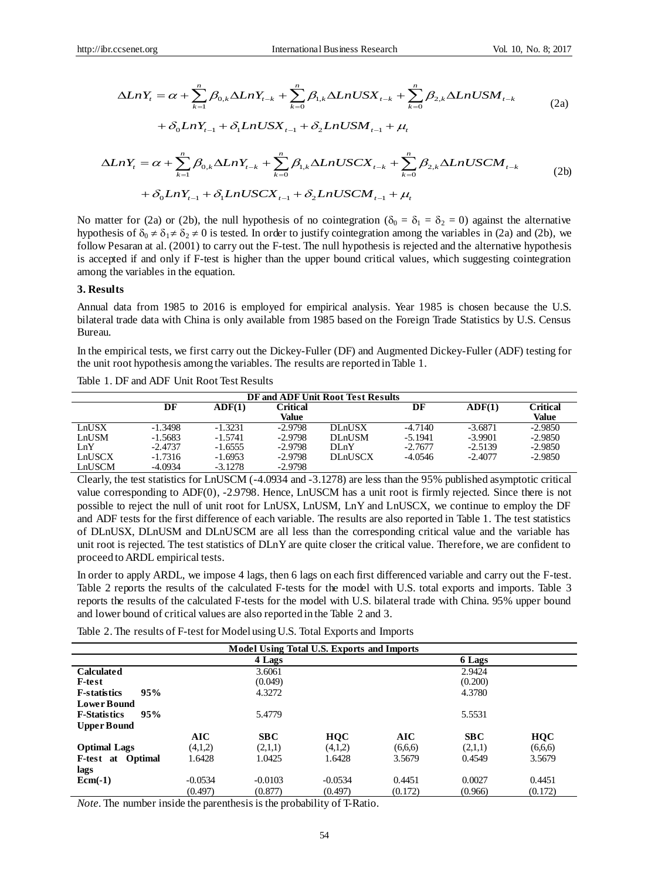$$\Delta LnY_t = \alpha + \sum_{k=1}^{n} \beta_{0,k} \Delta LnY_{t-k} + \sum_{k=0}^{n} \beta_{1,k} \Delta LnUSX_{t-k} + \sum_{k=0}^{n} \beta_{2,k} \Delta LnUSM_{t-k} + \delta_0 LnY_{t-1} + \delta_1 LnUSX_{t-1} + \delta_2 LnUSM_{t-1} + \mu_t \quad (2a)$$

$$\Delta LnY_t = \alpha + \sum_{k=1}^{n} \beta_{0,k} \Delta LnY_{t-k} + \sum_{k=0}^{n} \beta_{1,k} \Delta LnUSCX_{t-k} + \sum_{k=0}^{n} \beta_{2,k} \Delta LnUSCM_{t-k} + \delta_0 LnY_{t-1} + \delta_1 LnUSCX_{t-1} + \delta_2 LnUSCM_{t-1} + \mu_t \quad (2b)$$

No matter for (2a) or (2b), the null hypothesis of no cointegration ($\delta_0 = \delta_1 = \delta_2 = 0$) against the alternative hypothesis of $\delta_0 \neq \delta_1 \neq \delta_2 \neq 0$ is tested. In order to justify cointegration among the variables in (2a) and (2b), we follow Pesaran at al. (2001) to carry out the F-test. The null hypothesis is rejected and the alternative hypothesis is accepted if and only if F-test is higher than the upper bound critical values, which suggesting cointegration among the variables in the equation.

## 3. Results

Annual data from 1985 to 2016 is employed for empirical analysis. Year 1985 is chosen because the U.S. bilateral trade data with China is only available from 1985 based on the Foreign Trade Statistics by U.S. Census Bureau.

In the empirical tests, we first carry out the Dickey-Fuller (DF) and Augmented Dickey-Fuller (ADF) testing for the unit root hypothesis among the variables. The results are reported in Table 1.

Table 1. DF and ADF Unit Root Test Results

| DF and ADF Unit Root Test Results | | | | | | | |
|---|---|---|---|---|---|---|---|
| | DF | ADF(1) | Critical Value | | DF | ADF(1) | Critical Value |
| LnUSX | -1.3498 | -1.3231 | -2.9798 | DLnUSX | -4.7140 | -3.6871 | -2.9850 |
| LnUSM | -1.5683 | -1.5741 | -2.9798 | DLnUSM | -5.1941 | -3.9901 | -2.9850 |
| LnY | -2.4737 | -1.6555 | -2.9798 | DLnY | -2.7677 | -2.5139 | -2.9850 |
| LnUSCX | -1.7316 | -1.6953 | -2.9798 | DLnUSCX | -4.0546 | -2.4077 | -2.9850 |
| LnUSCM | -4.0934 | -3.1278 | -2.9798 | | | | |

Clearly, the test statistics for LnUSCM (-4.0934 and -3.1278) are less than the 95% published asymptotic critical value corresponding to ADF(0), -2.9798. Hence, LnUSCM has a unit root is firmly rejected. Since there is not possible to reject the null of unit root for LnUSX, LnUSM, LnY and LnUSCX, we continue to employ the DF and ADF tests for the first difference of each variable. The results are also reported in Table 1. The test statistics of DLnUSX, DLnUSM and DLnUSCM are all less than the corresponding critical value and the variable has unit root is rejected. The test statistics of DLnY are quite closer the critical value. Therefore, we are confident to proceed to ARDL empirical tests.

In order to apply ARDL, we impose 4 lags, then 6 lags on each first differenced variable and carry out the F-test. Table 2 reports the results of the calculated F-tests for the model with U.S. total exports and imports. Table 3 reports the results of the calculated F-tests for the model with U.S. bilateral trade with China. 95% upper bound and lower bound of critical values are also reported in the Table 2 and 3.

Table 2. The results of F-test for Model using U.S. Total Exports and Imports

| Model Using Total U.S. Exports and Imports | | | | | | |
|---|---|---|---|---|---|---|
| | | 4 Lags | | | 6 Lags | |
| **Calculated F-test** | | 3.6061 (0.049) | | | 2.9424 (0.200) | |
| **F-statistics 95% Lower Bound** | | 4.3272 | | | 4.3780 | |
| **F-Statistics 95% Upper Bound** | | 5.4779 | | | 5.5531 | |
| | **AIC** | **SBC** | **HQC** | **AIC** | **SBC** | **HQC** |
| **Optimal Lags** | (4,1,2) | (2,1,1) | (4,1,2) | (6,6,6) | (2,1,1) | (6,6,6) |
| **F-test at Optimal lags** | 1.6428 | 1.0425 | 1.6428 | 3.5679 | 0.4549 | 3.5679 |
| **Ecm(-1)** | -0.0534 (0.497) | -0.0103 (0.877) | -0.0534 (0.497) | 0.4451 (0.172) | 0.0027 (0.966) | 0.4451 (0.172) |

*Note*. The number inside the parenthesis is the probability of T-Ratio.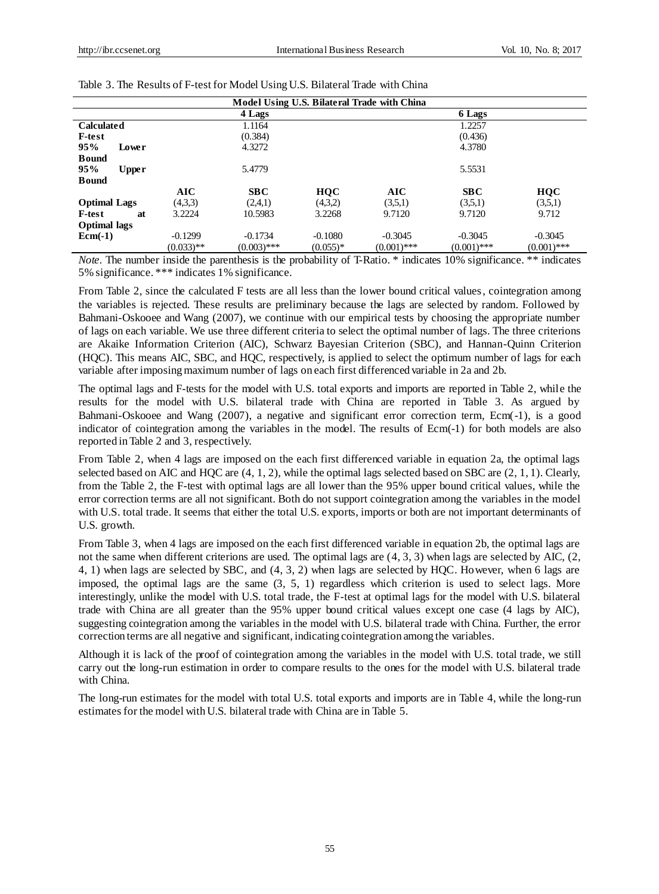Table 3. The Results of F-test for Model Using U.S. Bilateral Trade with China

| Model Using U.S. Bilateral Trade with China | | | | | | |
|---|---|---|---|---|---|---|
| | | 4 Lags | | | 6 Lags | |
| **Calculated F-test** | | 1.1164 (0.384) | | | 1.2257 (0.436) | |
| **95% Lower Bound** | | 4.3272 | | | 4.3780 | |
| **95% Upper Bound** | | 5.4779 | | | 5.5531 | |
| | **AIC** | **SBC** | **HQC** | **AIC** | **SBC** | **HQC** |
| **Optimal Lags** | (4,3,3) | (2,4,1) | (4,3,2) | (3,5,1) | (3,5,1) | (3,5,1) |
| **F-test at Optimal lags** | 3.2224 | 10.5983 | 3.2268 | 9.7120 | 9.7120 | 9.712 |
| **Ecm(-1)** | -0.1299 | -0.1734 | -0.1080 | -0.3045 | -0.3045 | -0.3045 |
| | (0.033)** | (0.003)*** | (0.055)* | (0.001)*** | (0.001)*** | (0.001)*** |

*Note*. The number inside the parenthesis is the probability of T-Ratio. * indicates 10% significance. ** indicates 5% significance. *** indicates 1% significance.

From Table 2, since the calculated F tests are all less than the lower bound critical values, cointegration among the variables is rejected. These results are preliminary because the lags are selected by random. Followed by Bahmani-Oskooee and Wang (2007), we continue with our empirical tests by choosing the appropriate number of lags on each variable. We use three different criteria to select the optimal number of lags. The three criterions are Akaike Information Criterion (AIC), Schwarz Bayesian Criterion (SBC), and Hannan-Quinn Criterion (HQC). This means AIC, SBC, and HQC, respectively, is applied to select the optimum number of lags for each variable after imposing maximum number of lags on each first differenced variable in 2a and 2b.

The optimal lags and F-tests for the model with U.S. total exports and imports are reported in Table 2, while the results for the model with U.S. bilateral trade with China are reported in Table 3. As argued by Bahmani-Oskooee and Wang (2007), a negative and significant error correction term, Ecm(-1), is a good indicator of cointegration among the variables in the model. The results of Ecm(-1) for both models are also reported in Table 2 and 3, respectively.

From Table 2, when 4 lags are imposed on the each first differenced variable in equation 2a, the optimal lags selected based on AIC and HQC are (4, 1, 2), while the optimal lags selected based on SBC are (2, 1, 1). Clearly, from the Table 2, the F-test with optimal lags are all lower than the 95% upper bound critical values, while the error correction terms are all not significant. Both do not support cointegration among the variables in the model with U.S. total trade. It seems that either the total U.S. exports, imports or both are not important determinants of U.S. growth.

From Table 3, when 4 lags are imposed on the each first differenced variable in equation 2b, the optimal lags are not the same when different criterions are used. The optimal lags are (4, 3, 3) when lags are selected by AIC, (2, 4, 1) when lags are selected by SBC, and (4, 3, 2) when lags are selected by HQC. However, when 6 lags are imposed, the optimal lags are the same (3, 5, 1) regardless which criterion is used to select lags. More interestingly, unlike the model with U.S. total trade, the F-test at optimal lags for the model with U.S. bilateral trade with China are all greater than the 95% upper bound critical values except one case (4 lags by AIC), suggesting cointegration among the variables in the model with U.S. bilateral trade with China. Further, the error correction terms are all negative and significant, indicating cointegration among the variables.

Although it is lack of the proof of cointegration among the variables in the model with U.S. total trade, we still carry out the long-run estimation in order to compare results to the ones for the model with U.S. bilateral trade with China.

The long-run estimates for the model with total U.S. total exports and imports are in Table 4, while the long-run estimates for the model with U.S. bilateral trade with China are in Table 5.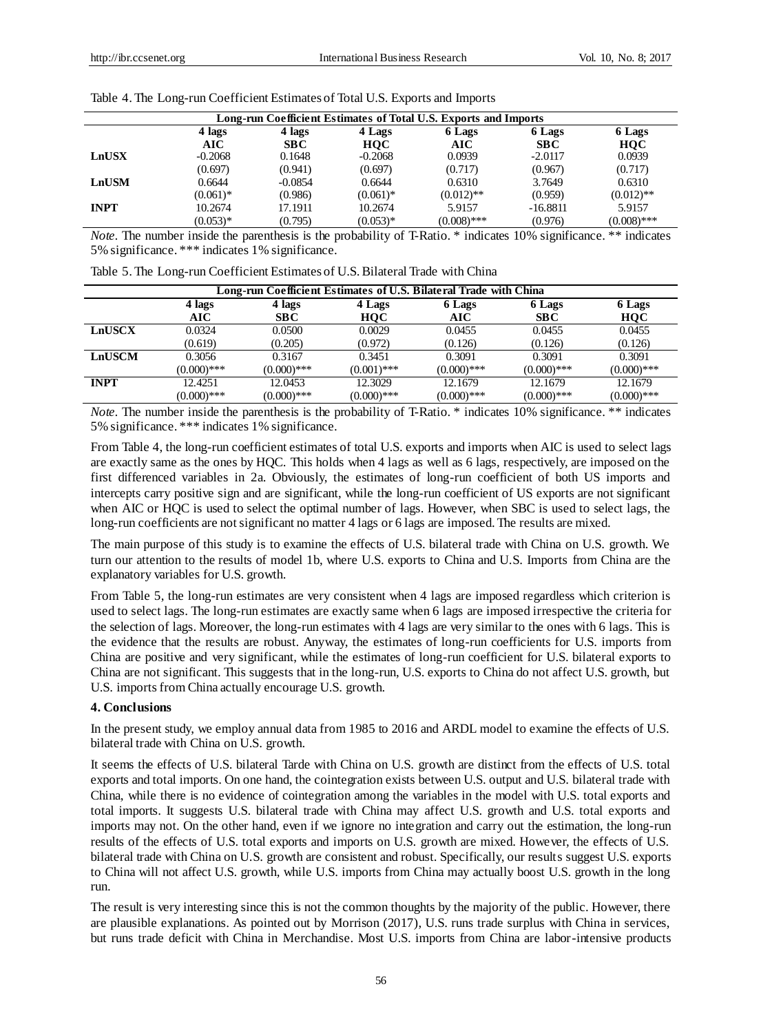Table 4. The Long-run Coefficient Estimates of Total U.S. Exports and Imports

| Long-run Coefficient Estimates of Total U.S. Exports and Imports | | | | | | |
|---|---|---|---|---|---|---|
| | **4 lags AIC** | **4 lags SBC** | **4 Lags HQC** | **6 Lags AIC** | **6 Lags SBC** | **6 Lags HQC** |
| **LnUSX** | -0.2068 | 0.1648 | -0.2068 | 0.0939 | -2.0117 | 0.0939 |
| | (0.697) | (0.941) | (0.697) | (0.717) | (0.967) | (0.717) |
| **LnUSM** | 0.6644 | -0.0854 | 0.6644 | 0.6310 | 3.7649 | 0.6310 |
| | (0.061)* | (0.986) | (0.061)* | (0.012)** | (0.959) | (0.012)** |
| **INPT** | 10.2674 | 17.1911 | 10.2674 | 5.9157 | -16.8811 | 5.9157 |
| | (0.053)* | (0.795) | (0.053)* | (0.008)*** | (0.976) | (0.008)*** |

*Note*. The number inside the parenthesis is the probability of T-Ratio. * indicates 10% significance. ** indicates 5% significance. *** indicates 1% significance.

Table 5. The Long-run Coefficient Estimates of U.S. Bilateral Trade with China

| Long-run Coefficient Estimates of U.S. Bilateral Trade with China | | | | | | |
|---|---|---|---|---|---|---|
| | **4 lags AIC** | **4 lags SBC** | **4 Lags HQC** | **6 Lags AIC** | **6 Lags SBC** | **6 Lags HQC** |
| **LnUSCX** | 0.0324 | 0.0500 | 0.0029 | 0.0455 | 0.0455 | 0.0455 |
| | (0.619) | (0.205) | (0.972) | (0.126) | (0.126) | (0.126) |
| **LnUSCM** | 0.3056 | 0.3167 | 0.3451 | 0.3091 | 0.3091 | 0.3091 |
| | (0.000)*** | (0.000)*** | (0.001)*** | (0.000)*** | (0.000)*** | (0.000)*** |
| **INPT** | 12.4251 | 12.0453 | 12.3029 | 12.1679 | 12.1679 | 12.1679 |
| | (0.000)*** | (0.000)*** | (0.000)*** | (0.000)*** | (0.000)*** | (0.000)*** |

*Note*. The number inside the parenthesis is the probability of T-Ratio. * indicates 10% significance. ** indicates 5% significance. *** indicates 1% significance.

From Table 4, the long-run coefficient estimates of total U.S. exports and imports when AIC is used to select lags are exactly same as the ones by HQC. This holds when 4 lags as well as 6 lags, respectively, are imposed on the first differenced variables in 2a. Obviously, the estimates of long-run coefficient of both US imports and intercepts carry positive sign and are significant, while the long-run coefficient of US exports are not significant when AIC or HQC is used to select the optimal number of lags. However, when SBC is used to select lags, the long-run coefficients are not significant no matter 4 lags or 6 lags are imposed. The results are mixed.

The main purpose of this study is to examine the effects of U.S. bilateral trade with China on U.S. growth. We turn our attention to the results of model 1b, where U.S. exports to China and U.S. Imports from China are the explanatory variables for U.S. growth.

From Table 5, the long-run estimates are very consistent when 4 lags are imposed regardless which criterion is used to select lags. The long-run estimates are exactly same when 6 lags are imposed irrespective the criteria for the selection of lags. Moreover, the long-run estimates with 4 lags are very similar to the ones with 6 lags. This is the evidence that the results are robust. Anyway, the estimates of long-run coefficients for U.S. imports from China are positive and very significant, while the estimates of long-run coefficient for U.S. bilateral exports to China are not significant. This suggests that in the long-run, U.S. exports to China do not affect U.S. growth, but U.S. imports from China actually encourage U.S. growth.

## 4. Conclusions

In the present study, we employ annual data from 1985 to 2016 and ARDL model to examine the effects of U.S. bilateral trade with China on U.S. growth.

It seems the effects of U.S. bilateral Tarde with China on U.S. growth are distinct from the effects of U.S. total exports and total imports. On one hand, the cointegration exists between U.S. output and U.S. bilateral trade with China, while there is no evidence of cointegration among the variables in the model with U.S. total exports and total imports. It suggests U.S. bilateral trade with China may affect U.S. growth and U.S. total exports and imports may not. On the other hand, even if we ignore no integration and carry out the estimation, the long-run results of the effects of U.S. total exports and imports on U.S. growth are mixed. However, the effects of U.S. bilateral trade with China on U.S. growth are consistent and robust. Specifically, our results suggest U.S. exports to China will not affect U.S. growth, while U.S. imports from China may actually boost U.S. growth in the long run.

The result is very interesting since this is not the common thoughts by the majority of the public. However, there are plausible explanations. As pointed out by Morrison (2017), U.S. runs trade surplus with China in services, but runs trade deficit with China in Merchandise. Most U.S. imports from China are labor-intensive products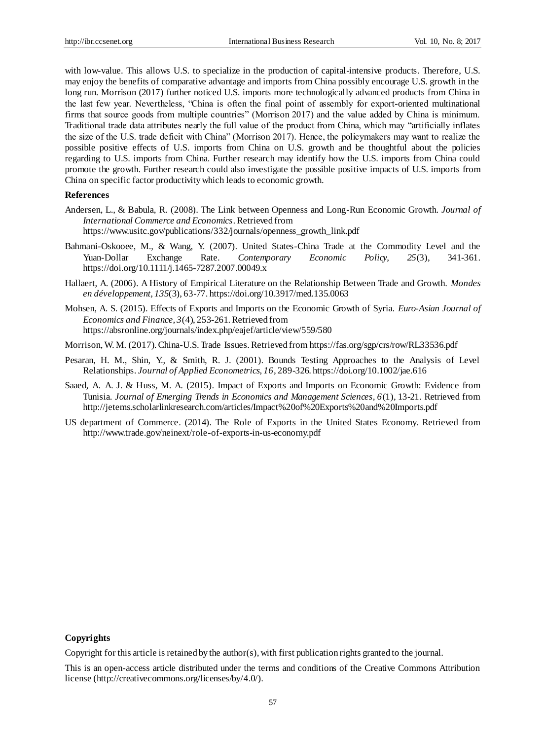with low-value. This allows U.S. to specialize in the production of capital-intensive products. Therefore, U.S. may enjoy the benefits of comparative advantage and imports from China possibly encourage U.S. growth in the long run. Morrison (2017) further noticed U.S. imports more technologically advanced products from China in the last few year. Nevertheless, "China is often the final point of assembly for export-oriented multinational firms that source goods from multiple countries" (Morrison 2017) and the value added by China is minimum. Traditional trade data attributes nearly the full value of the product from China, which may "artificially inflates the size of the U.S. trade deficit with China" (Morrison 2017). Hence, the policymakers may want to realize the possible positive effects of U.S. imports from China on U.S. growth and be thoughtful about the policies regarding to U.S. imports from China. Further research may identify how the U.S. imports from China could promote the growth. Further research could also investigate the possible positive impacts of U.S. imports from China on specific factor productivity which leads to economic growth.

## References

Andersen, L., & Babula, R. (2008). The Link between Openness and Long-Run Economic Growth. *Journal of International Commerce and Economics*. Retrieved from https://www.usitc.gov/publications/332/journals/openness_growth_link.pdf

Bahmani-Oskooee, M., & Wang, Y. (2007). United States-China Trade at the Commodity Level and the Yuan-Dollar Exchange Rate. *Contemporary Economic Policy, 25*(3), 341-361. https://doi.org/10.1111/j.1465-7287.2007.00049.x

Hallaert, A. (2006). A History of Empirical Literature on the Relationship Between Trade and Growth. *Mondes en développement, 135*(3), 63-77. https://doi.org/10.3917/med.135.0063

Mohsen, A. S. (2015). Effects of Exports and Imports on the Economic Growth of Syria. *Euro-Asian Journal of Economics and Finance, 3*(4), 253-261. Retrieved from https://absronline.org/journals/index.php/eajef/article/view/559/580

Morrison, W. M. (2017). China-U.S. Trade Issues. Retrieved from https://fas.org/sgp/crs/row/RL33536.pdf

Pesaran, H. M., Shin, Y., & Smith, R. J. (2001). Bounds Testing Approaches to the Analysis of Level Relationships. *Journal of Applied Econometrics, 16*, 289-326. https://doi.org/10.1002/jae.616

Saaed, A. A. J. & Huss, M. A. (2015). Impact of Exports and Imports on Economic Growth: Evidence from Tunisia. *Journal of Emerging Trends in Economics and Management Sciences, 6*(1), 13-21. Retrieved from http://jetems.scholarlinkresearch.com/articles/Impact%20of%20Exports%20and%20Imports.pdf

US department of Commerce. (2014). The Role of Exports in the United States Economy. Retrieved from http://www.trade.gov/neinext/role-of-exports-in-us-economy.pdf

## Copyrights

Copyright for this article is retained by the author(s), with first publication rights granted to the journal.

This is an open-access article distributed under the terms and conditions of the Creative Commons Attribution license (http://creativecommons.org/licenses/by/4.0/).